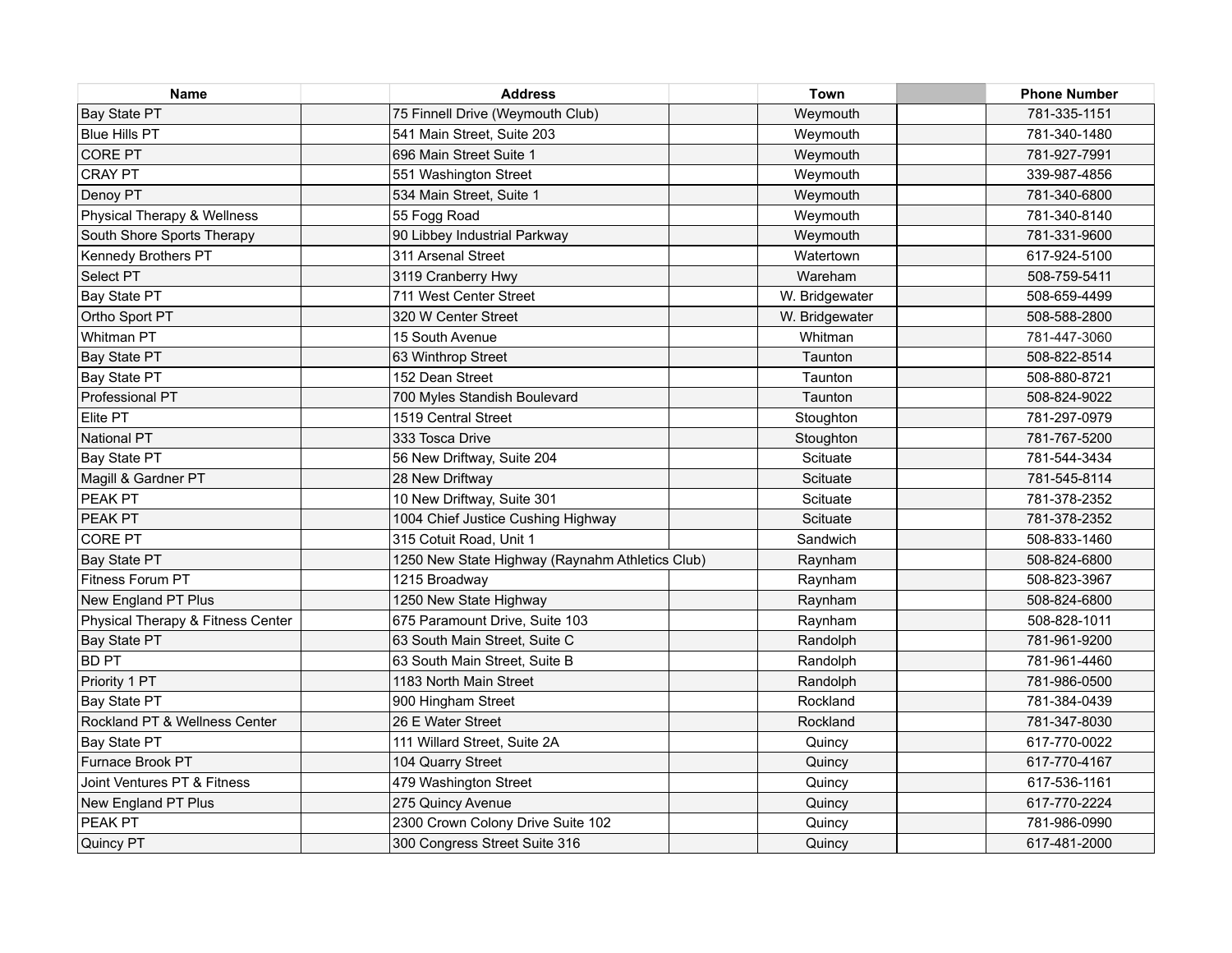| Name | | Address | | Town | | Phone Number |
|---|---|---|---|---|---|---|
| Bay State PT | | 75 Finnell Drive (Weymouth Club) | | Weymouth | | 781-335-1151 |
| Blue Hills PT | | 541 Main Street, Suite 203 | | Weymouth | | 781-340-1480 |
| CORE PT | | 696 Main Street Suite 1 | | Weymouth | | 781-927-7991 |
| CRAY PT | | 551 Washington Street | | Weymouth | | 339-987-4856 |
| Denoy PT | | 534 Main Street, Suite 1 | | Weymouth | | 781-340-6800 |
| Physical Therapy & Wellness | | 55 Fogg Road | | Weymouth | | 781-340-8140 |
| South Shore Sports Therapy | | 90 Libbey Industrial Parkway | | Weymouth | | 781-331-9600 |
| Kennedy Brothers PT | | 311 Arsenal Street | | Watertown | | 617-924-5100 |
| Select PT | | 3119 Cranberry Hwy | | Wareham | | 508-759-5411 |
| Bay State PT | | 711 West Center Street | | W. Bridgewater | | 508-659-4499 |
| Ortho Sport PT | | 320 W Center Street | | W. Bridgewater | | 508-588-2800 |
| Whitman PT | | 15 South Avenue | | Whitman | | 781-447-3060 |
| Bay State PT | | 63 Winthrop Street | | Taunton | | 508-822-8514 |
| Bay State PT | | 152 Dean Street | | Taunton | | 508-880-8721 |
| Professional PT | | 700 Myles Standish Boulevard | | Taunton | | 508-824-9022 |
| Elite PT | | 1519 Central Street | | Stoughton | | 781-297-0979 |
| National PT | | 333 Tosca Drive | | Stoughton | | 781-767-5200 |
| Bay State PT | | 56 New Driftway, Suite 204 | | Scituate | | 781-544-3434 |
| Magill & Gardner PT | | 28 New Driftway | | Scituate | | 781-545-8114 |
| PEAK PT | | 10 New Driftway, Suite 301 | | Scituate | | 781-378-2352 |
| PEAK PT | | 1004 Chief Justice Cushing Highway | | Scituate | | 781-378-2352 |
| CORE PT | | 315 Cotuit Road, Unit 1 | | Sandwich | | 508-833-1460 |
| Bay State PT | | 1250 New State Highway (Raynahm Athletics Club) | | Raynham | | 508-824-6800 |
| Fitness Forum PT | | 1215 Broadway | | Raynham | | 508-823-3967 |
| New England PT Plus | | 1250 New State Highway | | Raynham | | 508-824-6800 |
| Physical Therapy & Fitness Center | | 675 Paramount Drive, Suite 103 | | Raynham | | 508-828-1011 |
| Bay State PT | | 63 South Main Street, Suite C | | Randolph | | 781-961-9200 |
| BD PT | | 63 South Main Street, Suite B | | Randolph | | 781-961-4460 |
| Priority 1 PT | | 1183 North Main Street | | Randolph | | 781-986-0500 |
| Bay State PT | | 900 Hingham Street | | Rockland | | 781-384-0439 |
| Rockland PT & Wellness Center | | 26 E Water Street | | Rockland | | 781-347-8030 |
| Bay State PT | | 111 Willard Street, Suite 2A | | Quincy | | 617-770-0022 |
| Furnace Brook PT | | 104 Quarry Street | | Quincy | | 617-770-4167 |
| Joint Ventures PT & Fitness | | 479 Washington Street | | Quincy | | 617-536-1161 |
| New England PT Plus | | 275 Quincy Avenue | | Quincy | | 617-770-2224 |
| PEAK PT | | 2300 Crown Colony Drive Suite 102 | | Quincy | | 781-986-0990 |
| Quincy PT | | 300 Congress Street Suite 316 | | Quincy | | 617-481-2000 |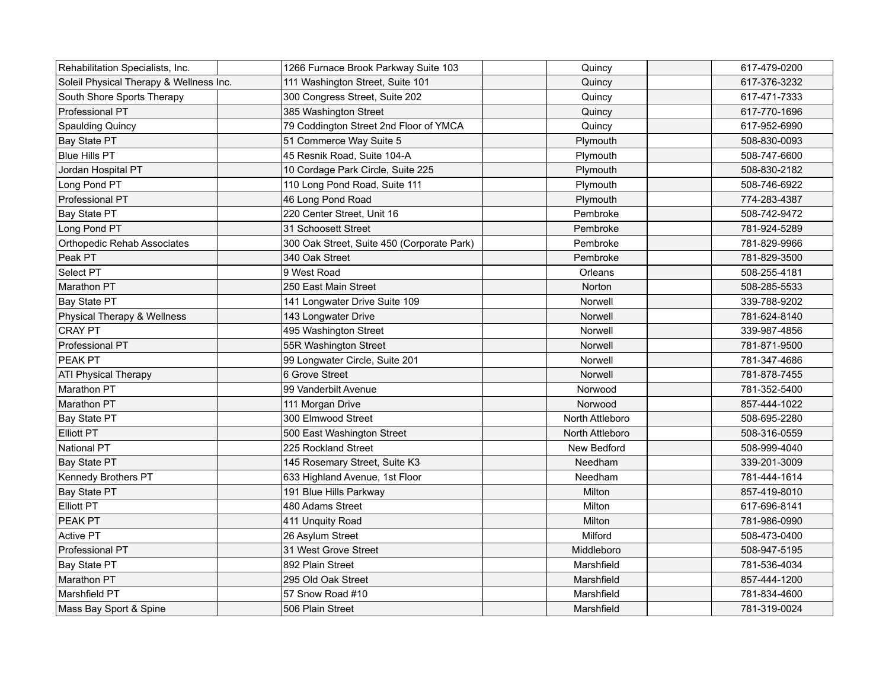| Rehabilitation Specialists, Inc. | | 1266 Furnace Brook Parkway Suite 103 | | Quincy | | 617-479-0200 |
|---|---|---|---|---|---|---|
| Soleil Physical Therapy & Wellness Inc. | | 111 Washington Street, Suite 101 | | Quincy | | 617-376-3232 |
| South Shore Sports Therapy | | 300 Congress Street, Suite 202 | | Quincy | | 617-471-7333 |
| Professional PT | | 385 Washington Street | | Quincy | | 617-770-1696 |
| Spaulding Quincy | | 79 Coddington Street 2nd Floor of YMCA | | Quincy | | 617-952-6990 |
| Bay State PT | | 51 Commerce Way Suite 5 | | Plymouth | | 508-830-0093 |
| Blue Hills PT | | 45 Resnik Road, Suite 104-A | | Plymouth | | 508-747-6600 |
| Jordan Hospital PT | | 10 Cordage Park Circle, Suite 225 | | Plymouth | | 508-830-2182 |
| Long Pond PT | | 110 Long Pond Road, Suite 111 | | Plymouth | | 508-746-6922 |
| Professional PT | | 46 Long Pond Road | | Plymouth | | 774-283-4387 |
| Bay State PT | | 220 Center Street, Unit 16 | | Pembroke | | 508-742-9472 |
| Long Pond PT | | 31 Schoosett Street | | Pembroke | | 781-924-5289 |
| Orthopedic Rehab Associates | | 300 Oak Street, Suite 450 (Corporate Park) | | Pembroke | | 781-829-9966 |
| Peak PT | | 340 Oak Street | | Pembroke | | 781-829-3500 |
| Select PT | | 9 West Road | | Orleans | | 508-255-4181 |
| Marathon PT | | 250 East Main Street | | Norton | | 508-285-5533 |
| Bay State PT | | 141 Longwater Drive Suite 109 | | Norwell | | 339-788-9202 |
| Physical Therapy & Wellness | | 143 Longwater Drive | | Norwell | | 781-624-8140 |
| CRAY PT | | 495 Washington Street | | Norwell | | 339-987-4856 |
| Professional PT | | 55R Washington Street | | Norwell | | 781-871-9500 |
| PEAK PT | | 99 Longwater Circle, Suite 201 | | Norwell | | 781-347-4686 |
| ATI Physical Therapy | | 6 Grove Street | | Norwell | | 781-878-7455 |
| Marathon PT | | 99 Vanderbilt Avenue | | Norwood | | 781-352-5400 |
| Marathon PT | | 111 Morgan Drive | | Norwood | | 857-444-1022 |
| Bay State PT | | 300 Elmwood Street | | North Attleboro | | 508-695-2280 |
| Elliott PT | | 500 East Washington Street | | North Attleboro | | 508-316-0559 |
| National PT | | 225 Rockland Street | | New Bedford | | 508-999-4040 |
| Bay State PT | | 145 Rosemary Street, Suite K3 | | Needham | | 339-201-3009 |
| Kennedy Brothers PT | | 633 Highland Avenue, 1st Floor | | Needham | | 781-444-1614 |
| Bay State PT | | 191 Blue Hills Parkway | | Milton | | 857-419-8010 |
| Elliott PT | | 480 Adams Street | | Milton | | 617-696-8141 |
| PEAK PT | | 411 Unquity Road | | Milton | | 781-986-0990 |
| Active PT | | 26 Asylum Street | | Milford | | 508-473-0400 |
| Professional PT | | 31 West Grove Street | | Middleboro | | 508-947-5195 |
| Bay State PT | | 892 Plain Street | | Marshfield | | 781-536-4034 |
| Marathon PT | | 295 Old Oak Street | | Marshfield | | 857-444-1200 |
| Marshfield PT | | 57 Snow Road #10 | | Marshfield | | 781-834-4600 |
| Mass Bay Sport & Spine | | 506 Plain Street | | Marshfield | | 781-319-0024 |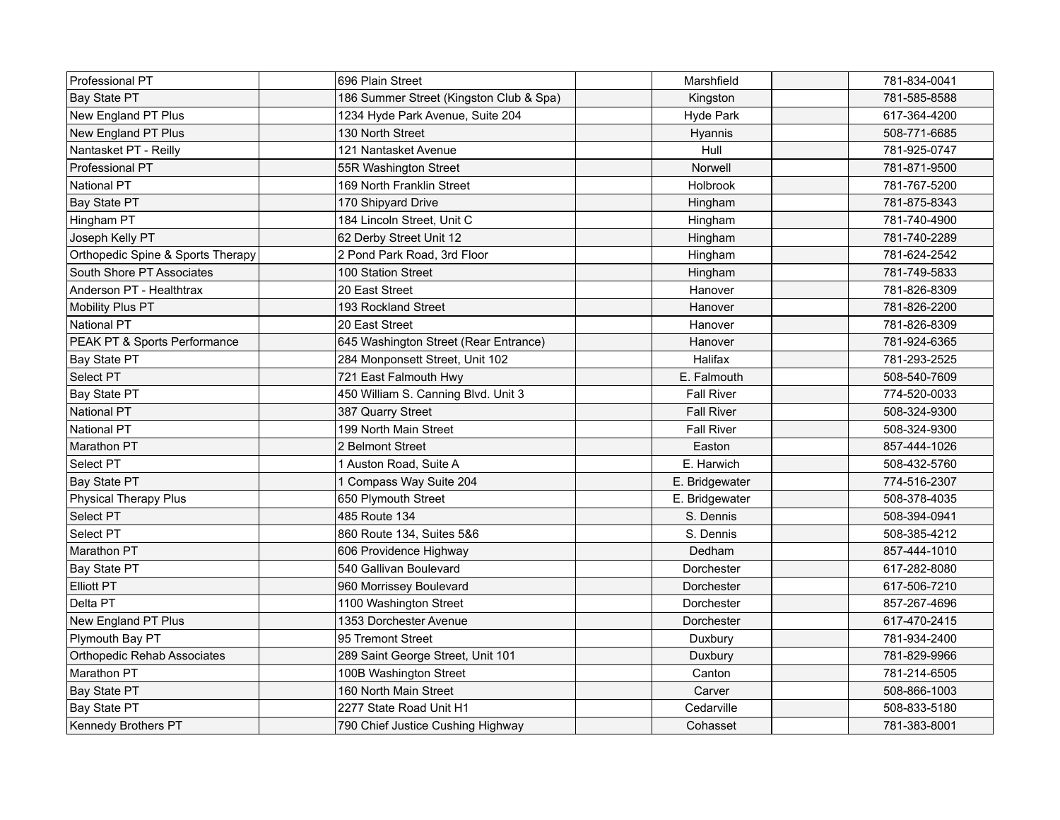| | | | | | | |
|---|---|---|---|---|---|---|
| Professional PT | | 696 Plain Street | | Marshfield | | 781-834-0041 |
| Bay State PT | | 186 Summer Street (Kingston Club & Spa) | | Kingston | | 781-585-8588 |
| New England PT Plus | | 1234 Hyde Park Avenue, Suite 204 | | Hyde Park | | 617-364-4200 |
| New England PT Plus | | 130 North Street | | Hyannis | | 508-771-6685 |
| Nantasket PT - Reilly | | 121 Nantasket Avenue | | Hull | | 781-925-0747 |
| Professional PT | | 55R Washington Street | | Norwell | | 781-871-9500 |
| National PT | | 169 North Franklin Street | | Holbrook | | 781-767-5200 |
| Bay State PT | | 170 Shipyard Drive | | Hingham | | 781-875-8343 |
| Hingham PT | | 184 Lincoln Street, Unit C | | Hingham | | 781-740-4900 |
| Joseph Kelly PT | | 62 Derby Street Unit 12 | | Hingham | | 781-740-2289 |
| Orthopedic Spine & Sports Therapy | | 2 Pond Park Road, 3rd Floor | | Hingham | | 781-624-2542 |
| South Shore PT Associates | | 100 Station Street | | Hingham | | 781-749-5833 |
| Anderson PT - Healthtrax | | 20 East Street | | Hanover | | 781-826-8309 |
| Mobility Plus PT | | 193 Rockland Street | | Hanover | | 781-826-2200 |
| National PT | | 20 East Street | | Hanover | | 781-826-8309 |
| PEAK PT & Sports Performance | | 645 Washington Street (Rear Entrance) | | Hanover | | 781-924-6365 |
| Bay State PT | | 284 Monponsett Street, Unit 102 | | Halifax | | 781-293-2525 |
| Select PT | | 721 East Falmouth Hwy | | E. Falmouth | | 508-540-7609 |
| Bay State PT | | 450 William S. Canning Blvd. Unit 3 | | Fall River | | 774-520-0033 |
| National PT | | 387 Quarry Street | | Fall River | | 508-324-9300 |
| National PT | | 199 North Main Street | | Fall River | | 508-324-9300 |
| Marathon PT | | 2 Belmont Street | | Easton | | 857-444-1026 |
| Select PT | | 1 Auston Road, Suite A | | E. Harwich | | 508-432-5760 |
| Bay State PT | | 1 Compass Way Suite 204 | | E. Bridgewater | | 774-516-2307 |
| Physical Therapy Plus | | 650 Plymouth Street | | E. Bridgewater | | 508-378-4035 |
| Select PT | | 485 Route 134 | | S. Dennis | | 508-394-0941 |
| Select PT | | 860 Route 134, Suites 5&6 | | S. Dennis | | 508-385-4212 |
| Marathon PT | | 606 Providence Highway | | Dedham | | 857-444-1010 |
| Bay State PT | | 540 Gallivan Boulevard | | Dorchester | | 617-282-8080 |
| Elliott PT | | 960 Morrissey Boulevard | | Dorchester | | 617-506-7210 |
| Delta PT | | 1100 Washington Street | | Dorchester | | 857-267-4696 |
| New England PT Plus | | 1353 Dorchester Avenue | | Dorchester | | 617-470-2415 |
| Plymouth Bay PT | | 95 Tremont Street | | Duxbury | | 781-934-2400 |
| Orthopedic Rehab Associates | | 289 Saint George Street, Unit 101 | | Duxbury | | 781-829-9966 |
| Marathon PT | | 100B Washington Street | | Canton | | 781-214-6505 |
| Bay State PT | | 160 North Main Street | | Carver | | 508-866-1003 |
| Bay State PT | | 2277 State Road Unit H1 | | Cedarville | | 508-833-5180 |
| Kennedy Brothers PT | | 790 Chief Justice Cushing Highway | | Cohasset | | 781-383-8001 |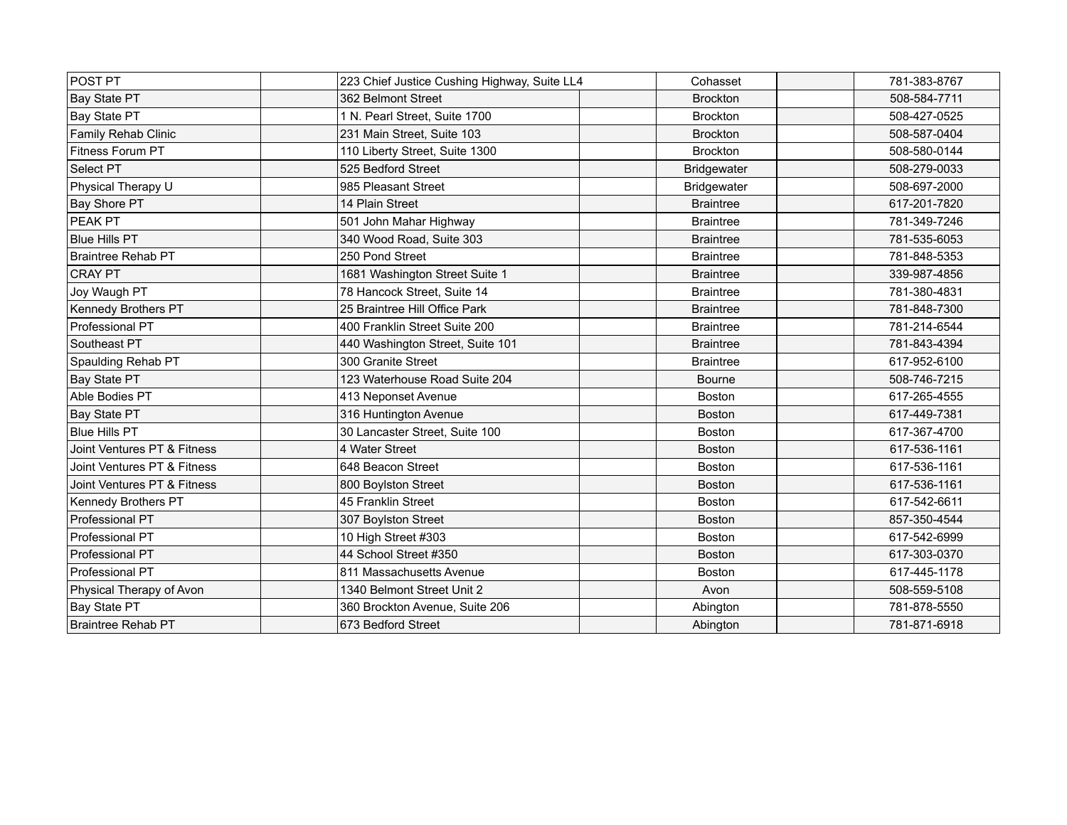| | | | | | | |
|---|---|---|---|---|---|---|
| POST PT | | 223 Chief Justice Cushing Highway, Suite LL4 | | Cohasset | | 781-383-8767 |
| Bay State PT | | 362 Belmont Street | | Brockton | | 508-584-7711 |
| Bay State PT | | 1 N. Pearl Street, Suite 1700 | | Brockton | | 508-427-0525 |
| Family Rehab Clinic | | 231 Main Street, Suite 103 | | Brockton | | 508-587-0404 |
| Fitness Forum PT | | 110 Liberty Street, Suite 1300 | | Brockton | | 508-580-0144 |
| Select PT | | 525 Bedford Street | | Bridgewater | | 508-279-0033 |
| Physical Therapy U | | 985 Pleasant Street | | Bridgewater | | 508-697-2000 |
| Bay Shore PT | | 14 Plain Street | | Braintree | | 617-201-7820 |
| PEAK PT | | 501 John Mahar Highway | | Braintree | | 781-349-7246 |
| Blue Hills PT | | 340 Wood Road, Suite 303 | | Braintree | | 781-535-6053 |
| Braintree Rehab PT | | 250 Pond Street | | Braintree | | 781-848-5353 |
| CRAY PT | | 1681 Washington Street Suite 1 | | Braintree | | 339-987-4856 |
| Joy Waugh PT | | 78 Hancock Street, Suite 14 | | Braintree | | 781-380-4831 |
| Kennedy Brothers PT | | 25 Braintree Hill Office Park | | Braintree | | 781-848-7300 |
| Professional PT | | 400 Franklin Street Suite 200 | | Braintree | | 781-214-6544 |
| Southeast PT | | 440 Washington Street, Suite 101 | | Braintree | | 781-843-4394 |
| Spaulding Rehab PT | | 300 Granite Street | | Braintree | | 617-952-6100 |
| Bay State PT | | 123 Waterhouse Road Suite 204 | | Bourne | | 508-746-7215 |
| Able Bodies PT | | 413 Neponset Avenue | | Boston | | 617-265-4555 |
| Bay State PT | | 316 Huntington Avenue | | Boston | | 617-449-7381 |
| Blue Hills PT | | 30 Lancaster Street, Suite 100 | | Boston | | 617-367-4700 |
| Joint Ventures PT & Fitness | | 4 Water Street | | Boston | | 617-536-1161 |
| Joint Ventures PT & Fitness | | 648 Beacon Street | | Boston | | 617-536-1161 |
| Joint Ventures PT & Fitness | | 800 Boylston Street | | Boston | | 617-536-1161 |
| Kennedy Brothers PT | | 45 Franklin Street | | Boston | | 617-542-6611 |
| Professional PT | | 307 Boylston Street | | Boston | | 857-350-4544 |
| Professional PT | | 10 High Street #303 | | Boston | | 617-542-6999 |
| Professional PT | | 44 School Street #350 | | Boston | | 617-303-0370 |
| Professional PT | | 811 Massachusetts Avenue | | Boston | | 617-445-1178 |
| Physical Therapy of Avon | | 1340 Belmont Street Unit 2 | | Avon | | 508-559-5108 |
| Bay State PT | | 360 Brockton Avenue, Suite 206 | | Abington | | 781-878-5550 |
| Braintree Rehab PT | | 673 Bedford Street | | Abington | | 781-871-6918 |